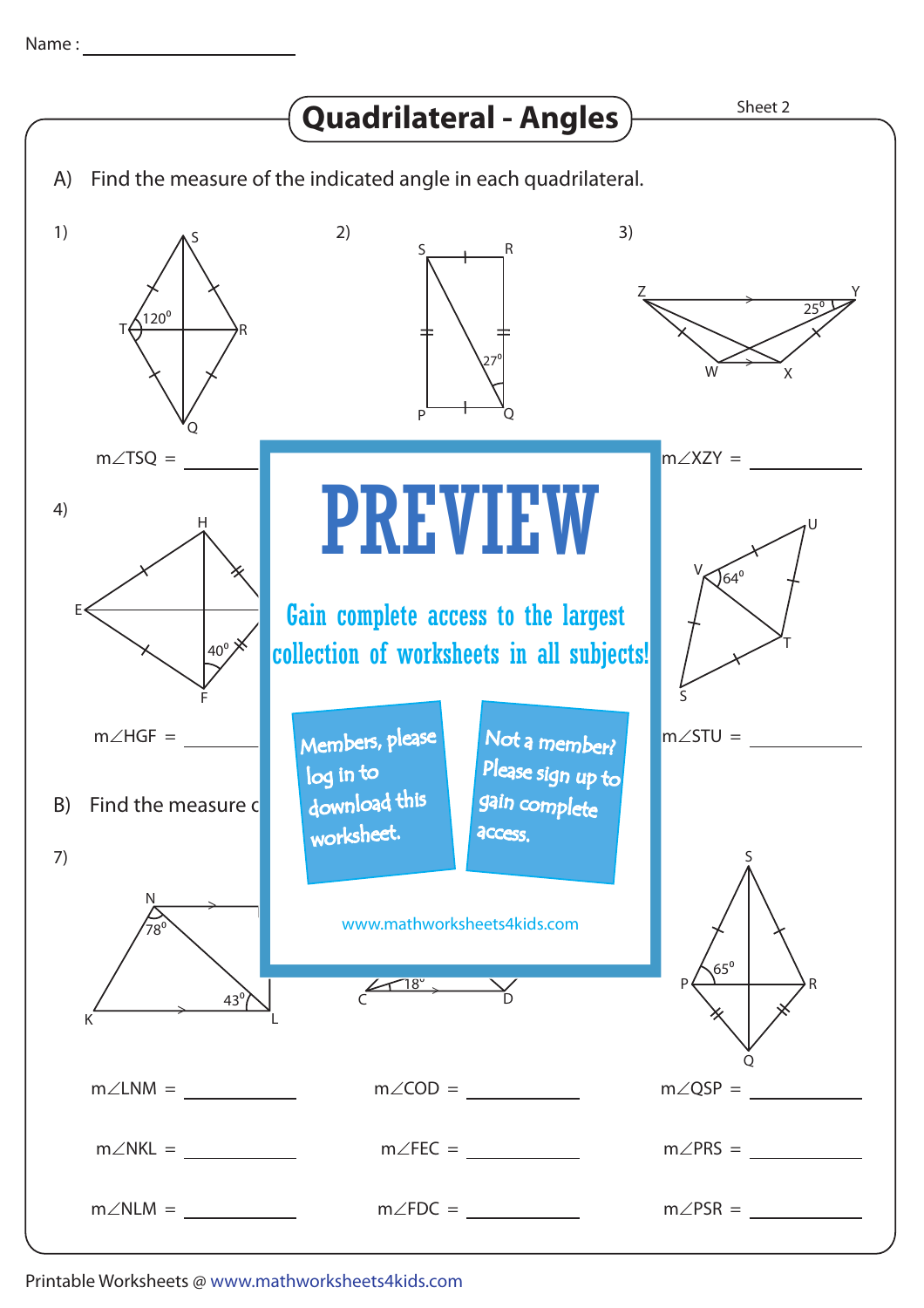Name : ____________________

# Quadrilateral - Angles

Sheet 2

A) Find the measure of the indicated angle in each quadrilateral.

1) S, T, R, Q — $120^0$

$m\angle TSQ$ = ________

2) S, R, P, Q — $27^0$

3) Z, Y, W, X — $25^0$

$m\angle XZY$ = ________

4) H, E, F — $40^0$

$m\angle HGF$ = ________

6) U, V, T, S — $64^0$

$m\angle STU$ = ________

# PREVIEW

Gain complete access to the largest collection of worksheets in all subjects!

Members, please log in to download this worksheet.

Not a member? Please sign up to gain complete access.

www.mathworksheets4kids.com

B) Find the measure c

7) N, K, L — $78^0$, $43^0$

8) C, D — $18^0$

9) S, P, R, Q — $65^0$

$m\angle LNM$ = ________ $m\angle COD$ = ________ $m\angle QSP$ = ________

$m\angle NKL$ = ________ $m\angle FEC$ = ________ $m\angle PRS$ = ________

$m\angle NLM$ = ________ $m\angle FDC$ = ________ $m\angle PSR$ = ________

Printable Worksheets @ www.mathworksheets4kids.com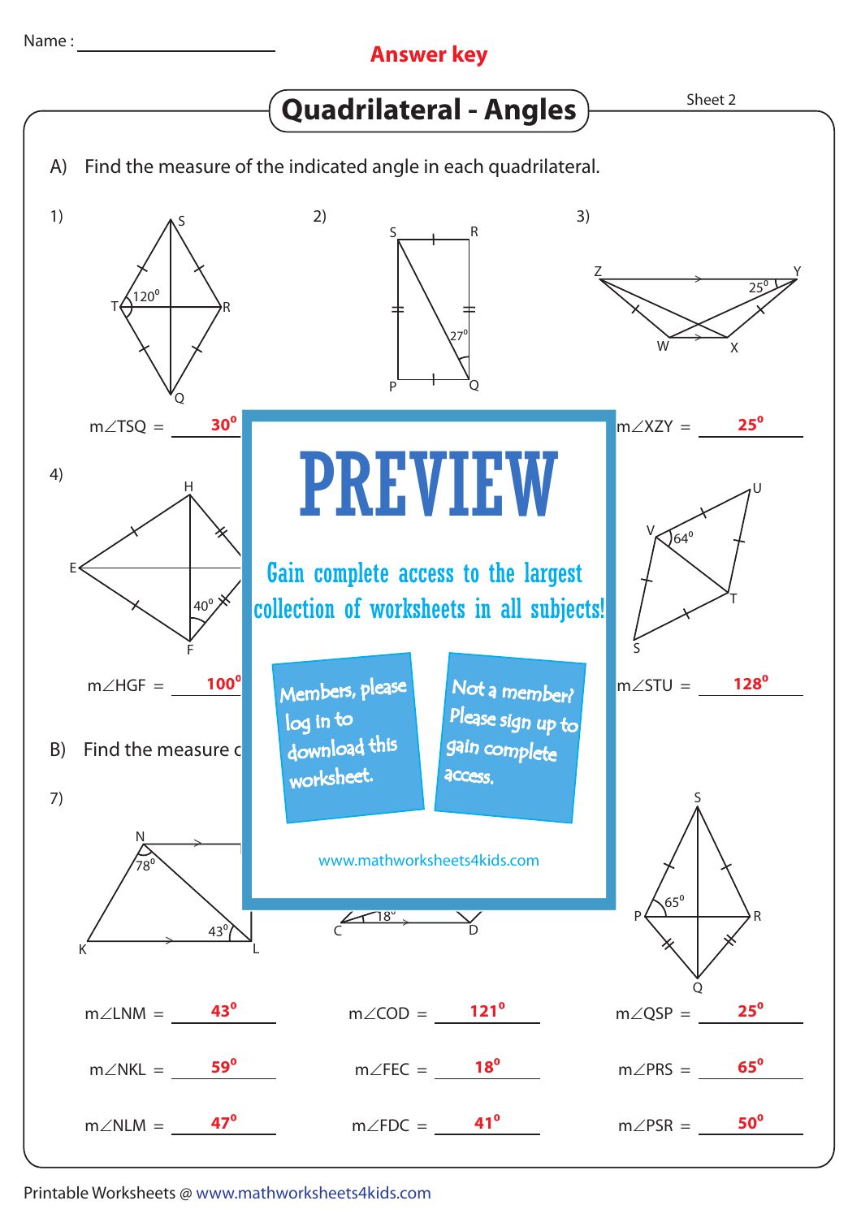Name :

**Answer key**

# Quadrilateral - Angles

Sheet 2

A) Find the measure of the indicated angle in each quadrilateral.

1)

S, T, R, Q, $120^\circ$

$m\angle TSQ$ = **$30^\circ$**

2)

S, R, P, Q, $27^\circ$

3)

Z, Y, W, X, $25^\circ$

$m\angle XZY$ = **$25^\circ$**

4)

H, E, F, $40^\circ$

$m\angle HGF$ = **$100^\circ$**

V, U, T, S, $64^\circ$

$m\angle STU$ = **$128^\circ$**

PREVIEW

Gain complete access to the largest collection of worksheets in all subjects!

Members, please log in to download this worksheet.

Not a member? Please sign up to gain complete access.

www.mathworksheets4kids.com

B) Find the measure c

7)

N, K, L, $78^\circ$, $43^\circ$

C, D, $18^\circ$

S, P, R, Q, $65^\circ$

| | | |
|---|---|---|
| $m\angle LNM$ = **$43^\circ$** | $m\angle COD$ = **$121^\circ$** | $m\angle QSP$ = **$25^\circ$** |
| $m\angle NKL$ = **$59^\circ$** | $m\angle FEC$ = **$18^\circ$** | $m\angle PRS$ = **$65^\circ$** |
| $m\angle NLM$ = **$47^\circ$** | $m\angle FDC$ = **$41^\circ$** | $m\angle PSR$ = **$50^\circ$** |

Printable Worksheets @ www.mathworksheets4kids.com